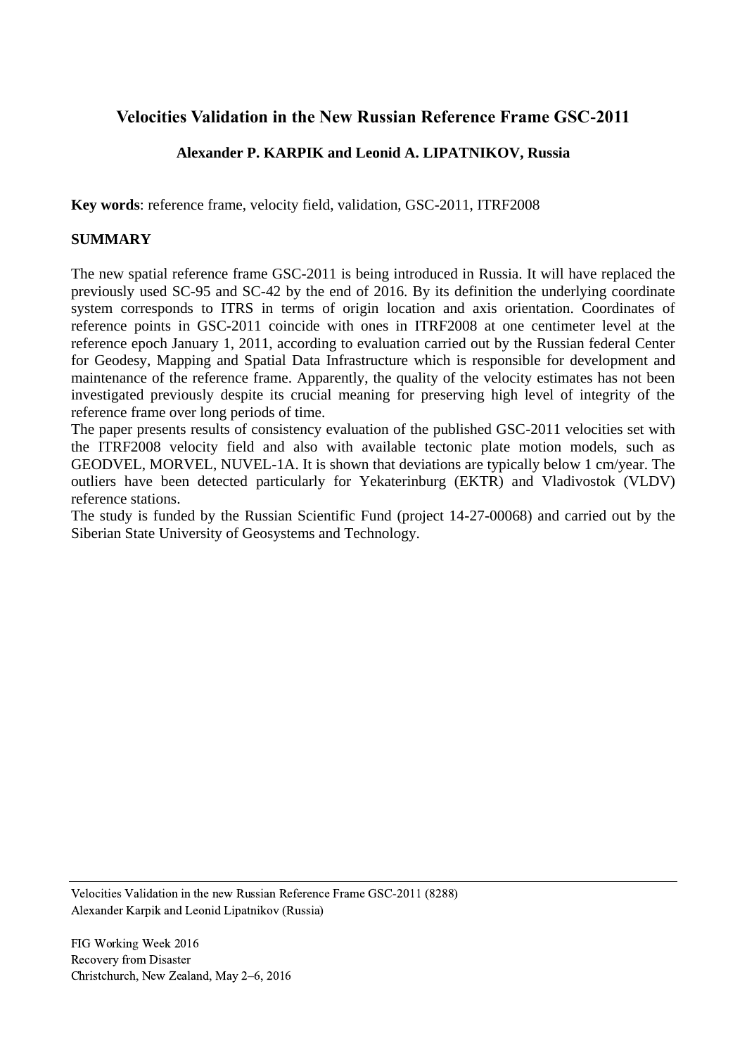# Velocities Validation in the New Russian Reference Frame GSC-2011

**Alexander P. KARPIK and Leonid A. LIPATNIKOV, Russia**

**Key words**: reference frame, velocity field, validation, GSC-2011, ITRF2008

## SUMMARY

The new spatial reference frame GSC-2011 is being introduced in Russia. It will have replaced the previously used SC-95 and SC-42 by the end of 2016. By its definition the underlying coordinate system corresponds to ITRS in terms of origin location and axis orientation. Coordinates of reference points in GSC-2011 coincide with ones in ITRF2008 at one centimeter level at the reference epoch January 1, 2011, according to evaluation carried out by the Russian federal Center for Geodesy, Mapping and Spatial Data Infrastructure which is responsible for development and maintenance of the reference frame. Apparently, the quality of the velocity estimates has not been investigated previously despite its crucial meaning for preserving high level of integrity of the reference frame over long periods of time.

The paper presents results of consistency evaluation of the published GSC-2011 velocities set with the ITRF2008 velocity field and also with available tectonic plate motion models, such as GEODVEL, MORVEL, NUVEL-1A. It is shown that deviations are typically below 1 cm/year. The outliers have been detected particularly for Yekaterinburg (EKTR) and Vladivostok (VLDV) reference stations.

The study is funded by the Russian Scientific Fund (project 14-27-00068) and carried out by the Siberian State University of Geosystems and Technology.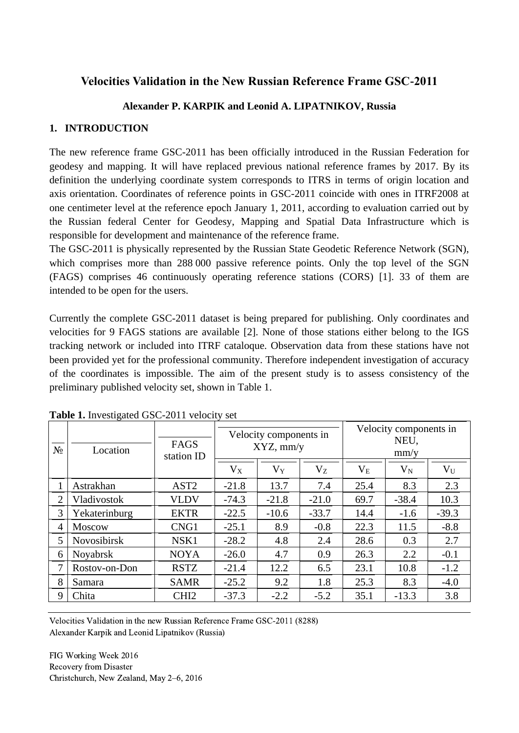# Velocities Validation in the New Russian Reference Frame GSC-2011

**Alexander P. KARPIK and Leonid A. LIPATNIKOV, Russia**

## 1. INTRODUCTION

The new reference frame GSC-2011 has been officially introduced in the Russian Federation for geodesy and mapping. It will have replaced previous national reference frames by 2017. By its definition the underlying coordinate system corresponds to ITRS in terms of origin location and axis orientation. Coordinates of reference points in GSC-2011 coincide with ones in ITRF2008 at one centimeter level at the reference epoch January 1, 2011, according to evaluation carried out by the Russian federal Center for Geodesy, Mapping and Spatial Data Infrastructure which is responsible for development and maintenance of the reference frame.
The GSC-2011 is physically represented by the Russian State Geodetic Reference Network (SGN), which comprises more than 288 000 passive reference points. Only the top level of the SGN (FAGS) comprises 46 continuously operating reference stations (CORS) [1]. 33 of them are intended to be open for the users.

Currently the complete GSC-2011 dataset is being prepared for publishing. Only coordinates and velocities for 9 FAGS stations are available [2]. None of those stations either belong to the IGS tracking network or included into ITRF cataloque. Observation data from these stations have not been provided yet for the professional community. Therefore independent investigation of accuracy of the coordinates is impossible. The aim of the present study is to assess consistency of the preliminary published velocity set, shown in Table 1.

**Table 1.** Investigated GSC-2011 velocity set

| № | Location | FAGS station ID | Velocity components in XYZ, mm/y | | | Velocity components in NEU, mm/y | | |
|---|---|---|---|---|---|---|---|---|
| | | | $V_X$ | $V_Y$ | $V_Z$ | $V_E$ | $V_N$ | $V_U$ |
| 1 | Astrakhan | AST2 | -21.8 | 13.7 | 7.4 | 25.4 | 8.3 | 2.3 |
| 2 | Vladivostok | VLDV | -74.3 | -21.8 | -21.0 | 69.7 | -38.4 | 10.3 |
| 3 | Yekaterinburg | EKTR | -22.5 | -10.6 | -33.7 | 14.4 | -1.6 | -39.3 |
| 4 | Moscow | CNG1 | -25.1 | 8.9 | -0.8 | 22.3 | 11.5 | -8.8 |
| 5 | Novosibirsk | NSK1 | -28.2 | 4.8 | 2.4 | 28.6 | 0.3 | 2.7 |
| 6 | Noyabrsk | NOYA | -26.0 | 4.7 | 0.9 | 26.3 | 2.2 | -0.1 |
| 7 | Rostov-on-Don | RSTZ | -21.4 | 12.2 | 6.5 | 23.1 | 10.8 | -1.2 |
| 8 | Samara | SAMR | -25.2 | 9.2 | 1.8 | 25.3 | 8.3 | -4.0 |
| 9 | Chita | CHI2 | -37.3 | -2.2 | -5.2 | 35.1 | -13.3 | 3.8 |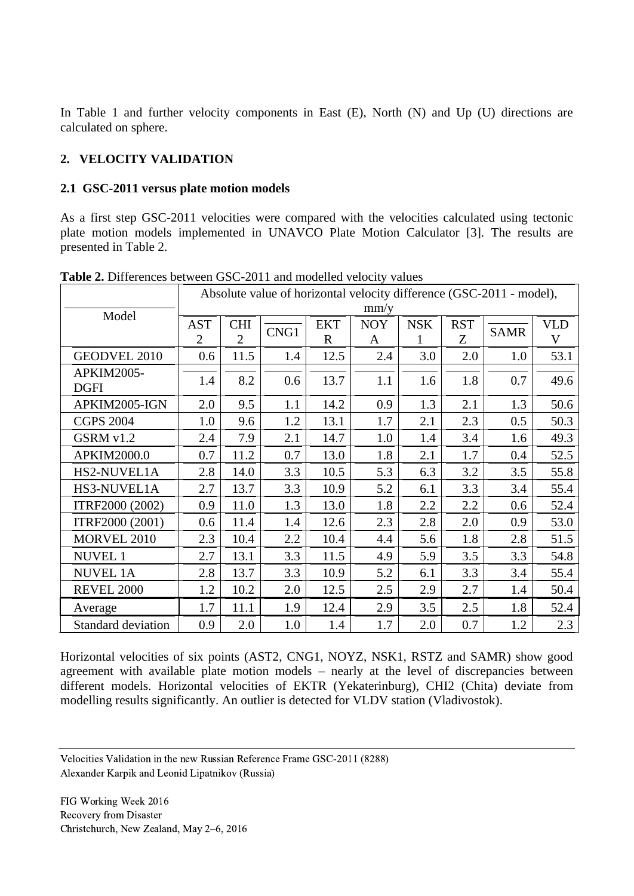In Table 1 and further velocity components in East (E), North (N) and Up (U) directions are calculated on sphere.

## 2. VELOCITY VALIDATION

### 2.1 GSC-2011 versus plate motion models

As a first step GSC-2011 velocities were compared with the velocities calculated using tectonic plate motion models implemented in UNAVCO Plate Motion Calculator [3]. The results are presented in Table 2.

**Table 2.** Differences between GSC-2011 and modelled velocity values

| Model | Absolute value of horizontal velocity difference (GSC-2011 - model), mm/y | | | | | | | | |
|---|---|---|---|---|---|---|---|---|---|
| | AST2 | CHI2 | CNG1 | EKTR | NOYA | NSK1 | RSTZ | SAMR | VLDV |
| GEODVEL 2010 | 0.6 | 11.5 | 1.4 | 12.5 | 2.4 | 3.0 | 2.0 | 1.0 | 53.1 |
| APKIM2005-DGFI | 1.4 | 8.2 | 0.6 | 13.7 | 1.1 | 1.6 | 1.8 | 0.7 | 49.6 |
| APKIM2005-IGN | 2.0 | 9.5 | 1.1 | 14.2 | 0.9 | 1.3 | 2.1 | 1.3 | 50.6 |
| CGPS 2004 | 1.0 | 9.6 | 1.2 | 13.1 | 1.7 | 2.1 | 2.3 | 0.5 | 50.3 |
| GSRM v1.2 | 2.4 | 7.9 | 2.1 | 14.7 | 1.0 | 1.4 | 3.4 | 1.6 | 49.3 |
| APKIM2000.0 | 0.7 | 11.2 | 0.7 | 13.0 | 1.8 | 2.1 | 1.7 | 0.4 | 52.5 |
| HS2-NUVEL1A | 2.8 | 14.0 | 3.3 | 10.5 | 5.3 | 6.3 | 3.2 | 3.5 | 55.8 |
| HS3-NUVEL1A | 2.7 | 13.7 | 3.3 | 10.9 | 5.2 | 6.1 | 3.3 | 3.4 | 55.4 |
| ITRF2000 (2002) | 0.9 | 11.0 | 1.3 | 13.0 | 1.8 | 2.2 | 2.2 | 0.6 | 52.4 |
| ITRF2000 (2001) | 0.6 | 11.4 | 1.4 | 12.6 | 2.3 | 2.8 | 2.0 | 0.9 | 53.0 |
| MORVEL 2010 | 2.3 | 10.4 | 2.2 | 10.4 | 4.4 | 5.6 | 1.8 | 2.8 | 51.5 |
| NUVEL 1 | 2.7 | 13.1 | 3.3 | 11.5 | 4.9 | 5.9 | 3.5 | 3.3 | 54.8 |
| NUVEL 1A | 2.8 | 13.7 | 3.3 | 10.9 | 5.2 | 6.1 | 3.3 | 3.4 | 55.4 |
| REVEL 2000 | 1.2 | 10.2 | 2.0 | 12.5 | 2.5 | 2.9 | 2.7 | 1.4 | 50.4 |
| Average | 1.7 | 11.1 | 1.9 | 12.4 | 2.9 | 3.5 | 2.5 | 1.8 | 52.4 |
| Standard deviation | 0.9 | 2.0 | 1.0 | 1.4 | 1.7 | 2.0 | 0.7 | 1.2 | 2.3 |

Horizontal velocities of six points (AST2, CNG1, NOYZ, NSK1, RSTZ and SAMR) show good agreement with available plate motion models – nearly at the level of discrepancies between different models. Horizontal velocities of EKTR (Yekaterinburg), CHI2 (Chita) deviate from modelling results significantly. An outlier is detected for VLDV station (Vladivostok).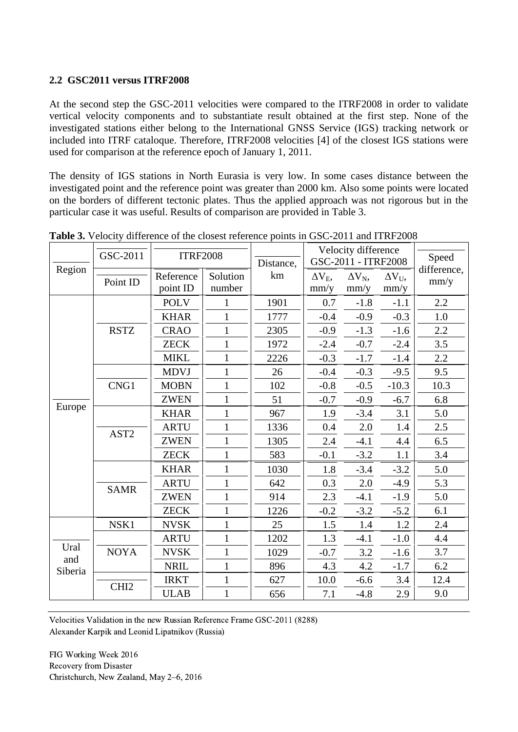## 2.2 GSC2011 versus ITRF2008

At the second step the GSC-2011 velocities were compared to the ITRF2008 in order to validate vertical velocity components and to substantiate result obtained at the first step. None of the investigated stations either belong to the International GNSS Service (IGS) tracking network or included into ITRF cataloque. Therefore, ITRF2008 velocities [4] of the closest IGS stations were used for comparison at the reference epoch of January 1, 2011.

The density of IGS stations in North Eurasia is very low. In some cases distance between the investigated point and the reference point was greater than 2000 km. Also some points were located on the borders of different tectonic plates. Thus the applied approach was not rigorous but in the particular case it was useful. Results of comparison are provided in Table 3.

**Table 3.** Velocity difference of the closest reference points in GSC-2011 and ITRF2008

| Region | GSC-2011 | ITRF2008 | | Distance, km | Velocity difference GSC-2011 - ITRF2008 | | | Speed difference, mm/y |
|---|---|---|---|---|---|---|---|---|
| | Point ID | Reference point ID | Solution number | | $\Delta V_E$, mm/y | $\Delta V_N$, mm/y | $\Delta V_U$, mm/y | |
| Europe | RSTZ | POLV | 1 | 1901 | 0.7 | -1.8 | -1.1 | 2.2 |
| | | KHAR | 1 | 1777 | -0.4 | -0.9 | -0.3 | 1.0 |
| | | CRAO | 1 | 2305 | -0.9 | -1.3 | -1.6 | 2.2 |
| | | ZECK | 1 | 1972 | -2.4 | -0.7 | -2.4 | 3.5 |
| | | MIKL | 1 | 2226 | -0.3 | -1.7 | -1.4 | 2.2 |
| | CNG1 | MDVJ | 1 | 26 | -0.4 | -0.3 | -9.5 | 9.5 |
| | | MOBN | 1 | 102 | -0.8 | -0.5 | -10.3 | 10.3 |
| | | ZWEN | 1 | 51 | -0.7 | -0.9 | -6.7 | 6.8 |
| | AST2 | KHAR | 1 | 967 | 1.9 | -3.4 | 3.1 | 5.0 |
| | | ARTU | 1 | 1336 | 0.4 | 2.0 | 1.4 | 2.5 |
| | | ZWEN | 1 | 1305 | 2.4 | -4.1 | 4.4 | 6.5 |
| | | ZECK | 1 | 583 | -0.1 | -3.2 | 1.1 | 3.4 |
| | SAMR | KHAR | 1 | 1030 | 1.8 | -3.4 | -3.2 | 5.0 |
| | | ARTU | 1 | 642 | 0.3 | 2.0 | -4.9 | 5.3 |
| | | ZWEN | 1 | 914 | 2.3 | -4.1 | -1.9 | 5.0 |
| | | ZECK | 1 | 1226 | -0.2 | -3.2 | -5.2 | 6.1 |
| Ural and Siberia | NSK1 | NVSK | 1 | 25 | 1.5 | 1.4 | 1.2 | 2.4 |
| | NOYA | ARTU | 1 | 1202 | 1.3 | -4.1 | -1.0 | 4.4 |
| | | NVSK | 1 | 1029 | -0.7 | 3.2 | -1.6 | 3.7 |
| | | NRIL | 1 | 896 | 4.3 | 4.2 | -1.7 | 6.2 |
| | CHI2 | IRKT | 1 | 627 | 10.0 | -6.6 | 3.4 | 12.4 |
| | | ULAB | 1 | 656 | 7.1 | -4.8 | 2.9 | 9.0 |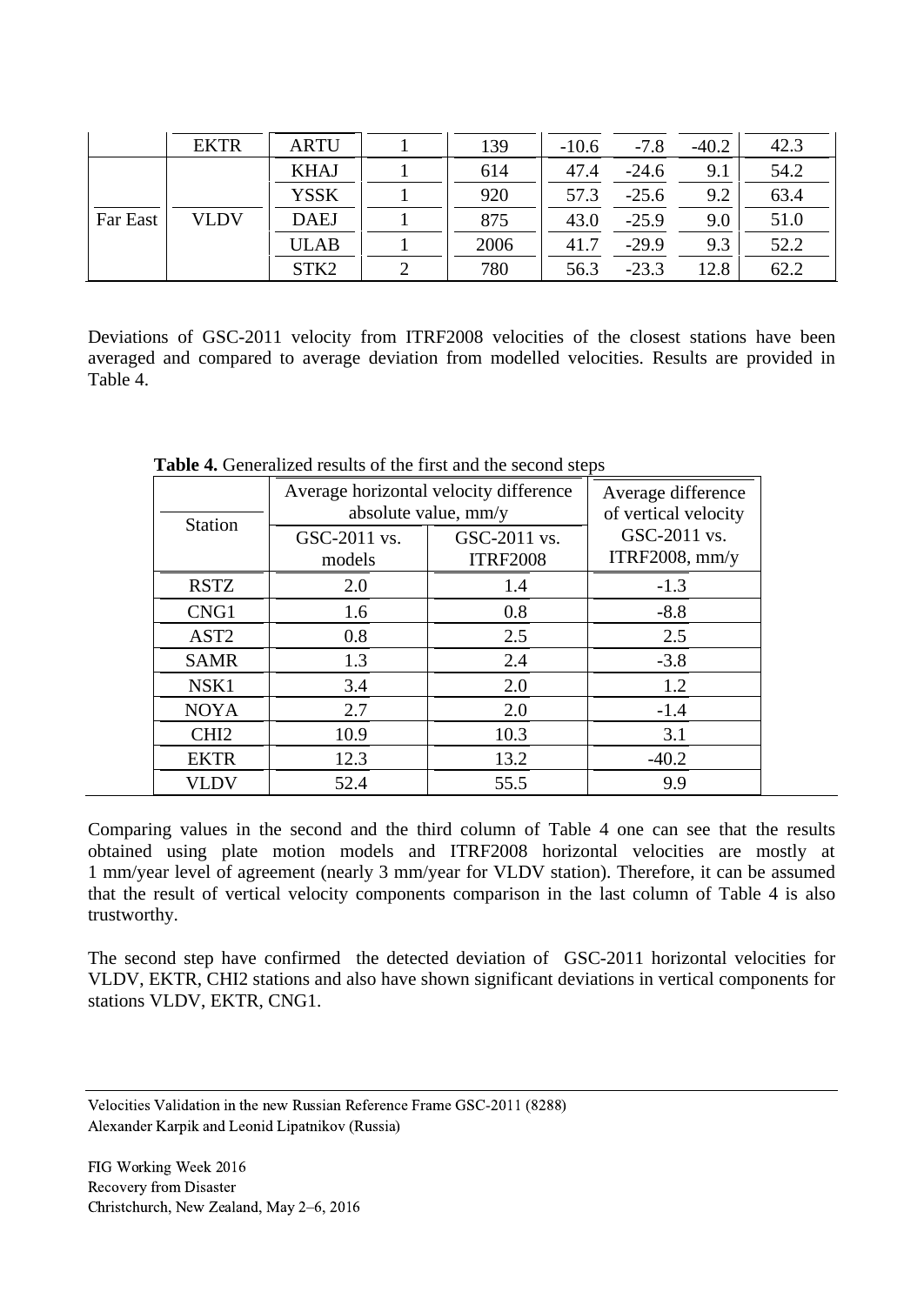|  | EKTR | ARTU | 1 | 139 | -10.6 | -7.8 | -40.2 | 42.3 |
|---|---|---|---|---|---|---|---|---|
| Far East | VLDV | KHAJ | 1 | 614 | 47.4 | -24.6 | 9.1 | 54.2 |
|  |  | YSSK | 1 | 920 | 57.3 | -25.6 | 9.2 | 63.4 |
|  |  | DAEJ | 1 | 875 | 43.0 | -25.9 | 9.0 | 51.0 |
|  |  | ULAB | 1 | 2006 | 41.7 | -29.9 | 9.3 | 52.2 |
|  |  | STK2 | 2 | 780 | 56.3 | -23.3 | 12.8 | 62.2 |

Deviations of GSC-2011 velocity from ITRF2008 velocities of the closest stations have been averaged and compared to average deviation from modelled velocities. Results are provided in Table 4.

**Table 4.** Generalized results of the first and the second steps

| Station | Average horizontal velocity difference absolute value, mm/y | | Average difference of vertical velocity GSC-2011 vs. ITRF2008, mm/y |
|---|---|---|---|
| | GSC-2011 vs. models | GSC-2011 vs. ITRF2008 | |
| RSTZ | 2.0 | 1.4 | -1.3 |
| CNG1 | 1.6 | 0.8 | -8.8 |
| AST2 | 0.8 | 2.5 | 2.5 |
| SAMR | 1.3 | 2.4 | -3.8 |
| NSK1 | 3.4 | 2.0 | 1.2 |
| NOYA | 2.7 | 2.0 | -1.4 |
| CHI2 | 10.9 | 10.3 | 3.1 |
| EKTR | 12.3 | 13.2 | -40.2 |
| VLDV | 52.4 | 55.5 | 9.9 |

Comparing values in the second and the third column of Table 4 one can see that the results obtained using plate motion models and ITRF2008 horizontal velocities are mostly at 1 mm/year level of agreement (nearly 3 mm/year for VLDV station). Therefore, it can be assumed that the result of vertical velocity components comparison in the last column of Table 4 is also trustworthy.

The second step have confirmed the detected deviation of GSC-2011 horizontal velocities for VLDV, EKTR, CHI2 stations and also have shown significant deviations in vertical components for stations VLDV, EKTR, CNG1.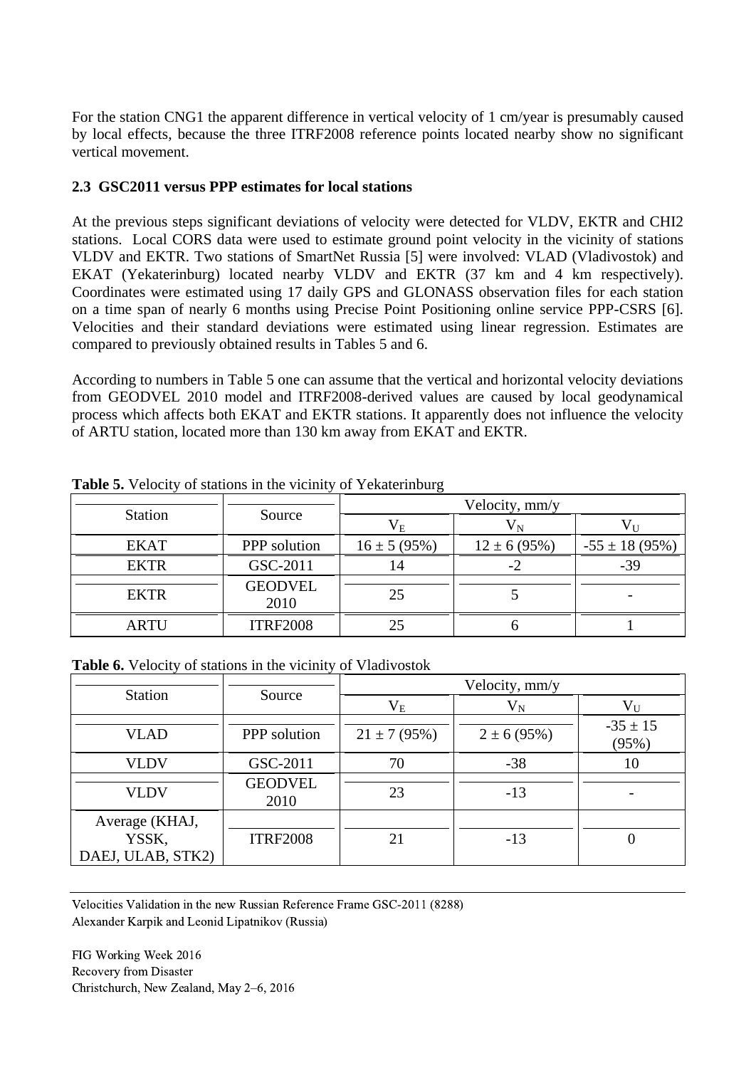For the station CNG1 the apparent difference in vertical velocity of 1 cm/year is presumably caused by local effects, because the three ITRF2008 reference points located nearby show no significant vertical movement.

### 2.3 GSC2011 versus PPP estimates for local stations

At the previous steps significant deviations of velocity were detected for VLDV, EKTR and CHI2 stations. Local CORS data were used to estimate ground point velocity in the vicinity of stations VLDV and EKTR. Two stations of SmartNet Russia [5] were involved: VLAD (Vladivostok) and EKAT (Yekaterinburg) located nearby VLDV and EKTR (37 km and 4 km respectively). Coordinates were estimated using 17 daily GPS and GLONASS observation files for each station on a time span of nearly 6 months using Precise Point Positioning online service PPP-CSRS [6]. Velocities and their standard deviations were estimated using linear regression. Estimates are compared to previously obtained results in Tables 5 and 6.

According to numbers in Table 5 one can assume that the vertical and horizontal velocity deviations from GEODVEL 2010 model and ITRF2008-derived values are caused by local geodynamical process which affects both EKAT and EKTR stations. It apparently does not influence the velocity of ARTU station, located more than 130 km away from EKAT and EKTR.

**Table 5.** Velocity of stations in the vicinity of Yekaterinburg

| Station | Source | Velocity, mm/y | | |
|---|---|---|---|---|
| | | $V_E$ | $V_N$ | $V_U$ |
| EKAT | PPP solution | 16 ± 5 (95%) | 12 ± 6 (95%) | -55 ± 18 (95%) |
| EKTR | GSC-2011 | 14 | -2 | -39 |
| EKTR | GEODVEL 2010 | 25 | 5 | - |
| ARTU | ITRF2008 | 25 | 6 | 1 |

**Table 6.** Velocity of stations in the vicinity of Vladivostok

| Station | Source | Velocity, mm/y | | |
|---|---|---|---|---|
| | | $V_E$ | $V_N$ | $V_U$ |
| VLAD | PPP solution | 21 ± 7 (95%) | 2 ± 6 (95%) | -35 ± 15 (95%) |
| VLDV | GSC-2011 | 70 | -38 | 10 |
| VLDV | GEODVEL 2010 | 23 | -13 | - |
| Average (KHAJ, YSSK, DAEJ, ULAB, STK2) | ITRF2008 | 21 | -13 | 0 |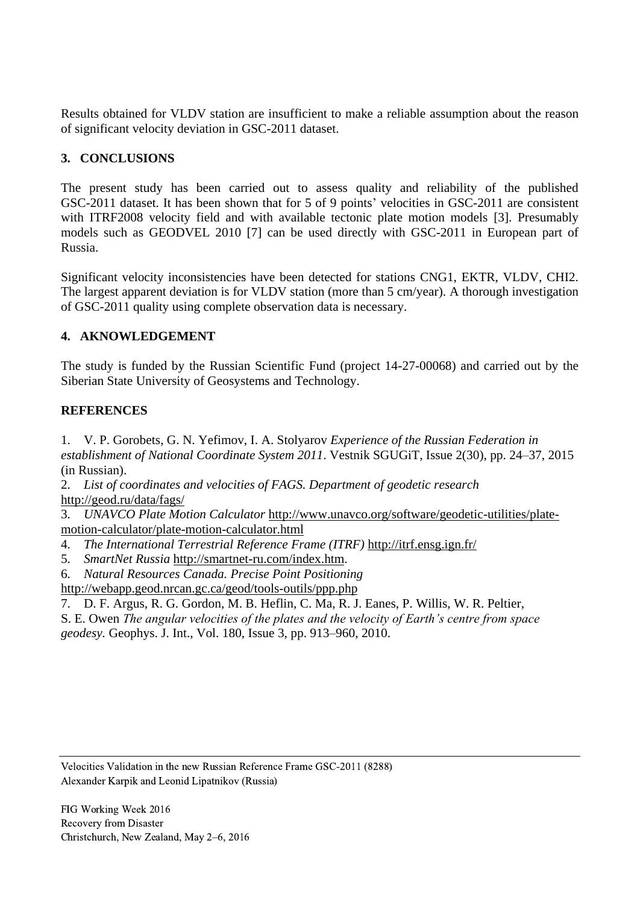Results obtained for VLDV station are insufficient to make a reliable assumption about the reason of significant velocity deviation in GSC-2011 dataset.

## 3. CONCLUSIONS

The present study has been carried out to assess quality and reliability of the published GSC-2011 dataset. It has been shown that for 5 of 9 points' velocities in GSC-2011 are consistent with ITRF2008 velocity field and with available tectonic plate motion models [3]. Presumably models such as GEODVEL 2010 [7] can be used directly with GSC-2011 in European part of Russia.

Significant velocity inconsistencies have been detected for stations CNG1, EKTR, VLDV, CHI2. The largest apparent deviation is for VLDV station (more than 5 cm/year). A thorough investigation of GSC-2011 quality using complete observation data is necessary.

## 4. AKNOWLEDGEMENT

The study is funded by the Russian Scientific Fund (project 14-27-00068) and carried out by the Siberian State University of Geosystems and Technology.

## REFERENCES

1. V. P. Gorobets, G. N. Yefimov, I. A. Stolyarov *Experience of the Russian Federation in establishment of National Coordinate System 2011*. Vestnik SGUGiT, Issue 2(30), pp. 24–37, 2015 (in Russian).
2. *List of coordinates and velocities of FAGS. Department of geodetic research* http://geod.ru/data/fags/
3. *UNAVCO Plate Motion Calculator* http://www.unavco.org/software/geodetic-utilities/plate-motion-calculator/plate-motion-calculator.html
4. *The International Terrestrial Reference Frame (ITRF)* http://itrf.ensg.ign.fr/
5. *SmartNet Russia* http://smartnet-ru.com/index.htm.
6. *Natural Resources Canada. Precise Point Positioning* http://webapp.geod.nrcan.gc.ca/geod/tools-outils/ppp.php
7. D. F. Argus, R. G. Gordon, M. B. Heflin, C. Ma, R. J. Eanes, P. Willis, W. R. Peltier, S. E. Owen *The angular velocities of the plates and the velocity of Earth's centre from space geodesy.* Geophys. J. Int., Vol. 180, Issue 3, pp. 913–960, 2010.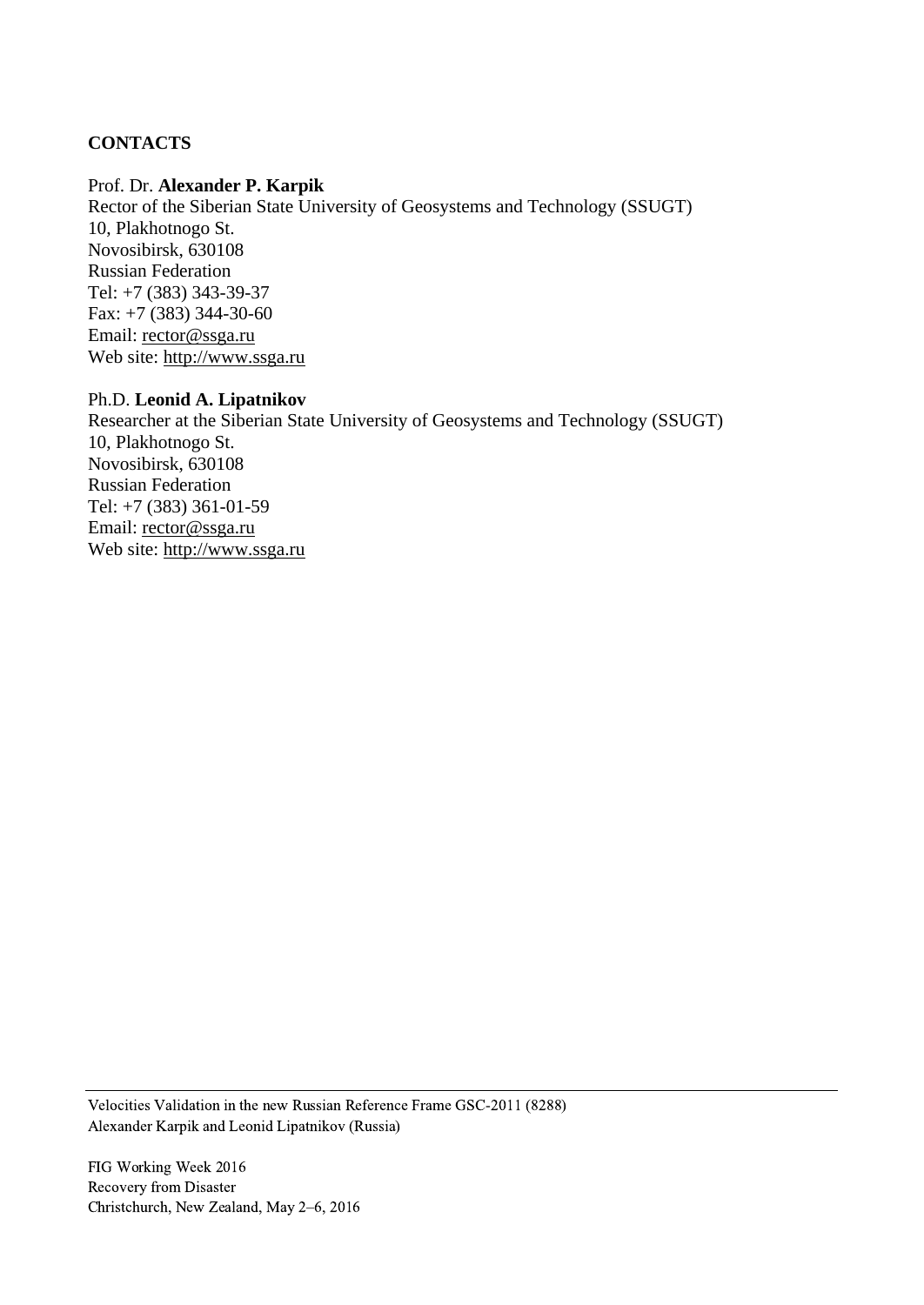## CONTACTS

Prof. Dr. **Alexander P. Karpik**
Rector of the Siberian State University of Geosystems and Technology (SSUGT)
10, Plakhotnogo St.
Novosibirsk, 630108
Russian Federation
Tel: +7 (383) 343-39-37
Fax: +7 (383) 344-30-60
Email: rector@ssga.ru
Web site: http://www.ssga.ru

Ph.D. **Leonid A. Lipatnikov**
Researcher at the Siberian State University of Geosystems and Technology (SSUGT)
10, Plakhotnogo St.
Novosibirsk, 630108
Russian Federation
Tel: +7 (383) 361-01-59
Email: rector@ssga.ru
Web site: http://www.ssga.ru